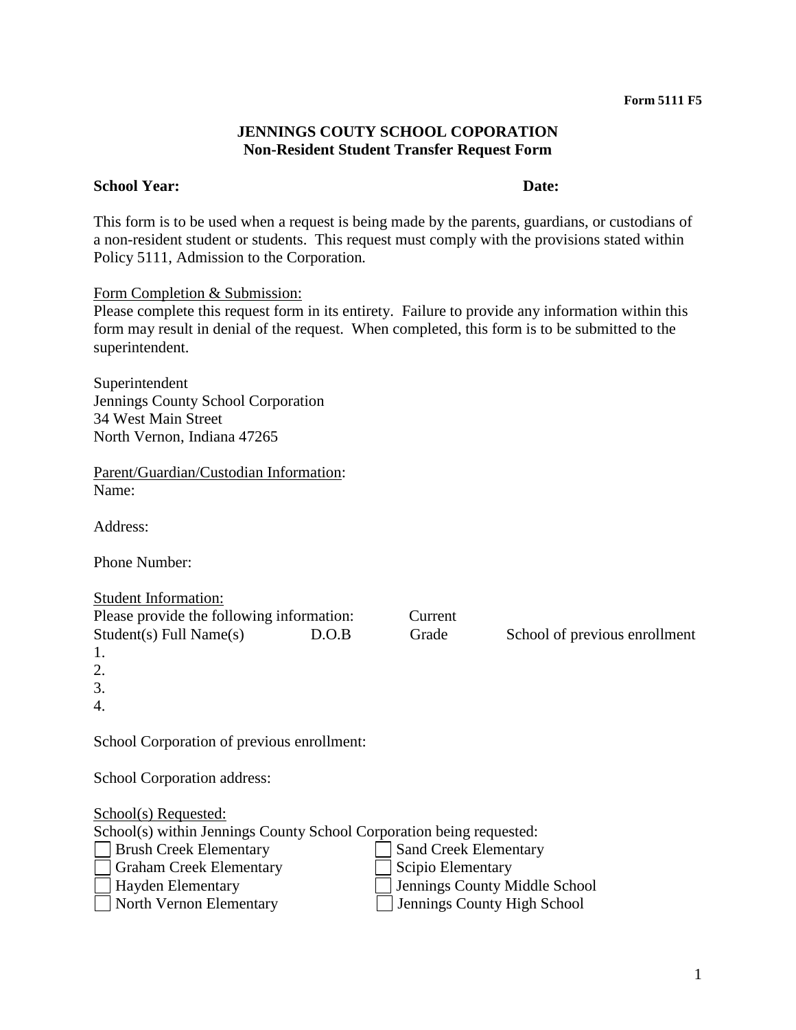**Form 5111 F5**

# JENNINGS COUTY SCHOOL COPORATION
## Non-Resident Student Transfer Request Form

**School Year:** **Date:**

This form is to be used when a request is being made by the parents, guardians, or custodians of a non-resident student or students. This request must comply with the provisions stated within Policy 5111, Admission to the Corporation.

Form Completion & Submission:
Please complete this request form in its entirety. Failure to provide any information within this form may result in denial of the request. When completed, this form is to be submitted to the superintendent.

Superintendent
Jennings County School Corporation
34 West Main Street
North Vernon, Indiana 47265

Parent/Guardian/Custodian Information:
Name:

Address:

Phone Number:

Student Information:
Please provide the following information:

| Student(s) Full Name(s) | D.O.B | Current Grade | School of previous enrollment |
|---|---|---|---|
| 1. | | | |
| 2. | | | |
| 3. | | | |
| 4. | | | |

School Corporation of previous enrollment:

School Corporation address:

School(s) Requested:
School(s) within Jennings County School Corporation being requested:

- ☐ Brush Creek Elementary
- ☐ Graham Creek Elementary
- ☐ Hayden Elementary
- ☐ North Vernon Elementary
- ☐ Sand Creek Elementary
- ☐ Scipio Elementary
- ☐ Jennings County Middle School
- ☐ Jennings County High School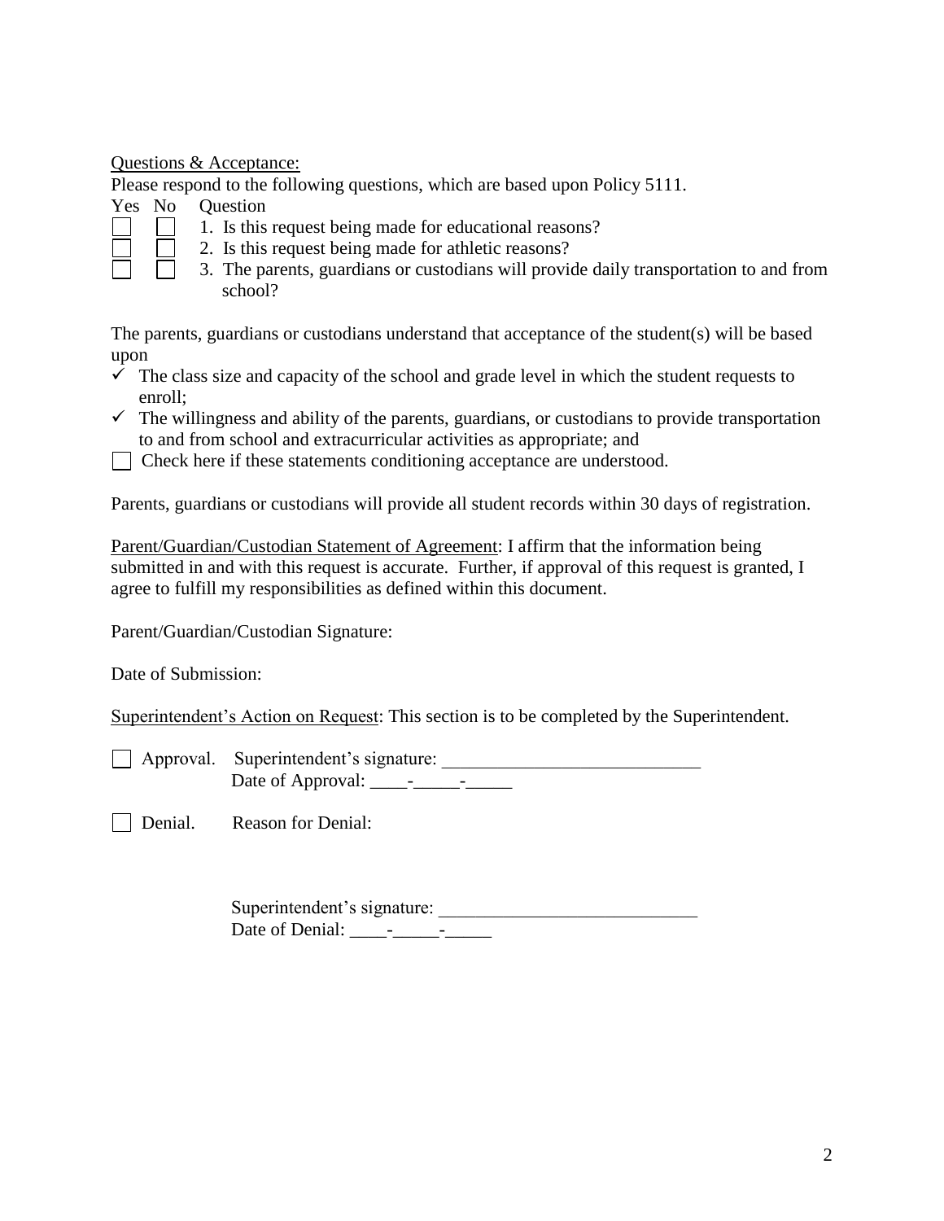Questions & Acceptance:

Please respond to the following questions, which are based upon Policy 5111.

| Yes | No | Question |
| --- | --- | --- |
| ☐ | ☐ | 1. Is this request being made for educational reasons? |
| ☐ | ☐ | 2. Is this request being made for athletic reasons? |
| ☐ | ☐ | 3. The parents, guardians or custodians will provide daily transportation to and from school? |

The parents, guardians or custodians understand that acceptance of the student(s) will be based upon

- ✓ The class size and capacity of the school and grade level in which the student requests to enroll;
- ✓ The willingness and ability of the parents, guardians, or custodians to provide transportation to and from school and extracurricular activities as appropriate; and

☐ Check here if these statements conditioning acceptance are understood.

Parents, guardians or custodians will provide all student records within 30 days of registration.

Parent/Guardian/Custodian Statement of Agreement: I affirm that the information being submitted in and with this request is accurate. Further, if approval of this request is granted, I agree to fulfill my responsibilities as defined within this document.

Parent/Guardian/Custodian Signature:

Date of Submission:

Superintendent's Action on Request: This section is to be completed by the Superintendent.

☐ Approval. Superintendent's signature: ____________________________

Date of Approval: ____-_____-_____

☐ Denial. Reason for Denial:

Superintendent's signature: ____________________________

Date of Denial: ____-_____-_____